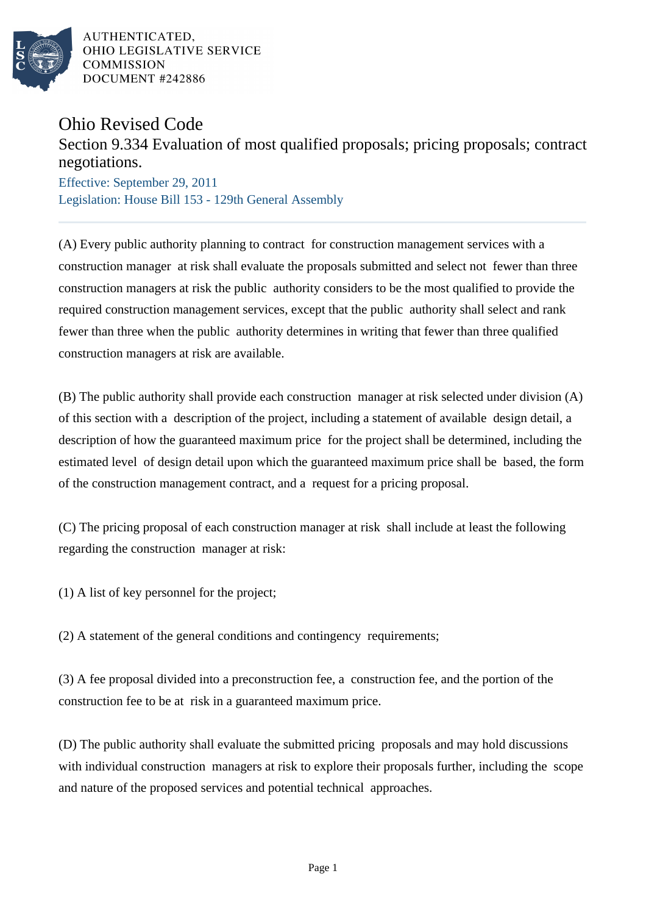AUTHENTICATED,
OHIO LEGISLATIVE SERVICE
COMMISSION
DOCUMENT #242886

# Ohio Revised Code

## Section 9.334 Evaluation of most qualified proposals; pricing proposals; contract negotiations.

Effective: September 29, 2011
Legislation: House Bill 153 - 129th General Assembly

---

(A) Every public authority planning to contract for construction management services with a construction manager at risk shall evaluate the proposals submitted and select not fewer than three construction managers at risk the public authority considers to be the most qualified to provide the required construction management services, except that the public authority shall select and rank fewer than three when the public authority determines in writing that fewer than three qualified construction managers at risk are available.

(B) The public authority shall provide each construction manager at risk selected under division (A) of this section with a description of the project, including a statement of available design detail, a description of how the guaranteed maximum price for the project shall be determined, including the estimated level of design detail upon which the guaranteed maximum price shall be based, the form of the construction management contract, and a request for a pricing proposal.

(C) The pricing proposal of each construction manager at risk shall include at least the following regarding the construction manager at risk:

(1) A list of key personnel for the project;

(2) A statement of the general conditions and contingency requirements;

(3) A fee proposal divided into a preconstruction fee, a construction fee, and the portion of the construction fee to be at risk in a guaranteed maximum price.

(D) The public authority shall evaluate the submitted pricing proposals and may hold discussions with individual construction managers at risk to explore their proposals further, including the scope and nature of the proposed services and potential technical approaches.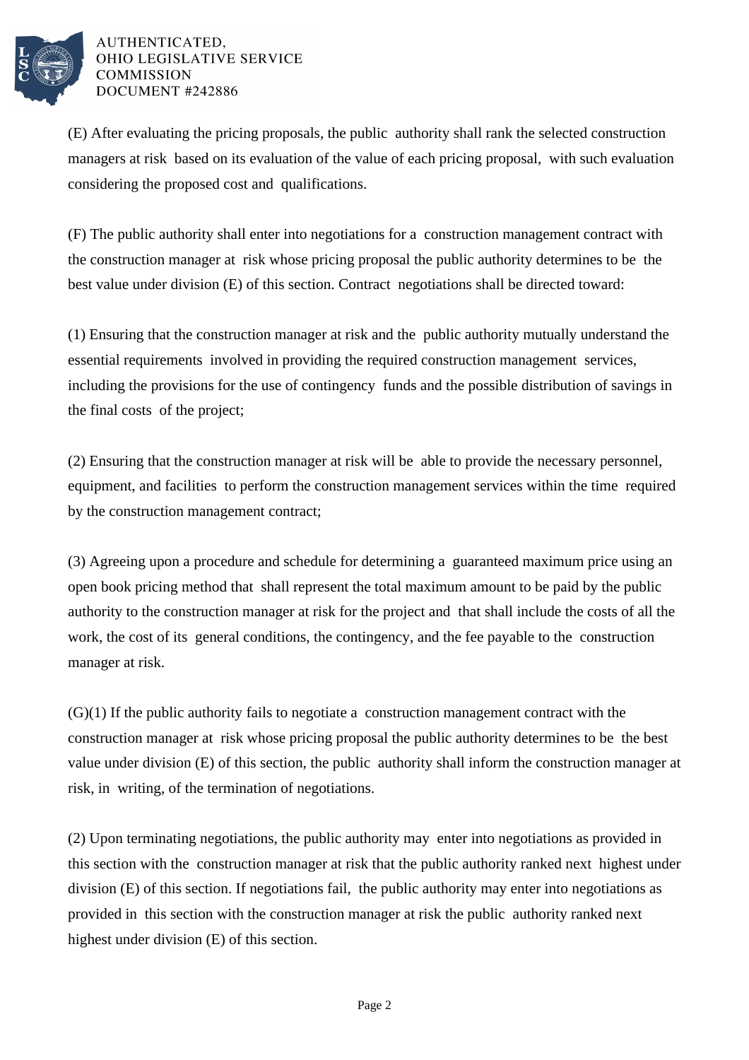(E) After evaluating the pricing proposals, the public authority shall rank the selected construction managers at risk based on its evaluation of the value of each pricing proposal, with such evaluation considering the proposed cost and qualifications.

(F) The public authority shall enter into negotiations for a construction management contract with the construction manager at risk whose pricing proposal the public authority determines to be the best value under division (E) of this section. Contract negotiations shall be directed toward:

(1) Ensuring that the construction manager at risk and the public authority mutually understand the essential requirements involved in providing the required construction management services, including the provisions for the use of contingency funds and the possible distribution of savings in the final costs of the project;

(2) Ensuring that the construction manager at risk will be able to provide the necessary personnel, equipment, and facilities to perform the construction management services within the time required by the construction management contract;

(3) Agreeing upon a procedure and schedule for determining a guaranteed maximum price using an open book pricing method that shall represent the total maximum amount to be paid by the public authority to the construction manager at risk for the project and that shall include the costs of all the work, the cost of its general conditions, the contingency, and the fee payable to the construction manager at risk.

(G)(1) If the public authority fails to negotiate a construction management contract with the construction manager at risk whose pricing proposal the public authority determines to be the best value under division (E) of this section, the public authority shall inform the construction manager at risk, in writing, of the termination of negotiations.

(2) Upon terminating negotiations, the public authority may enter into negotiations as provided in this section with the construction manager at risk that the public authority ranked next highest under division (E) of this section. If negotiations fail, the public authority may enter into negotiations as provided in this section with the construction manager at risk the public authority ranked next highest under division (E) of this section.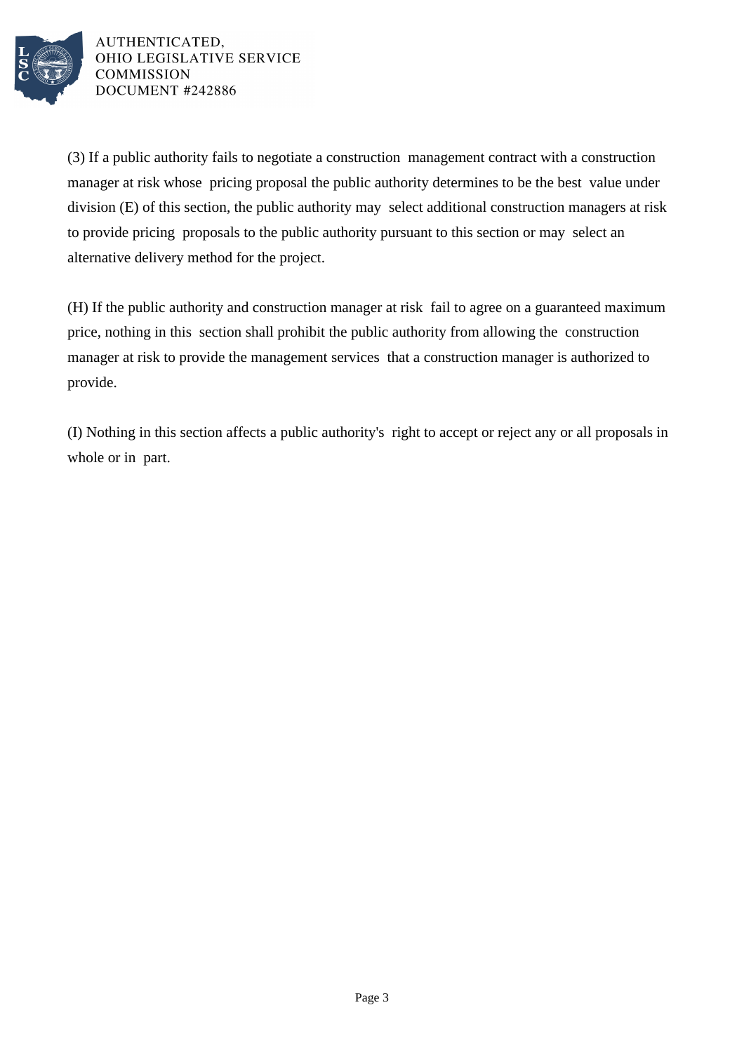(3) If a public authority fails to negotiate a construction management contract with a construction manager at risk whose pricing proposal the public authority determines to be the best value under division (E) of this section, the public authority may select additional construction managers at risk to provide pricing proposals to the public authority pursuant to this section or may select an alternative delivery method for the project.

(H) If the public authority and construction manager at risk fail to agree on a guaranteed maximum price, nothing in this section shall prohibit the public authority from allowing the construction manager at risk to provide the management services that a construction manager is authorized to provide.

(I) Nothing in this section affects a public authority's right to accept or reject any or all proposals in whole or in part.